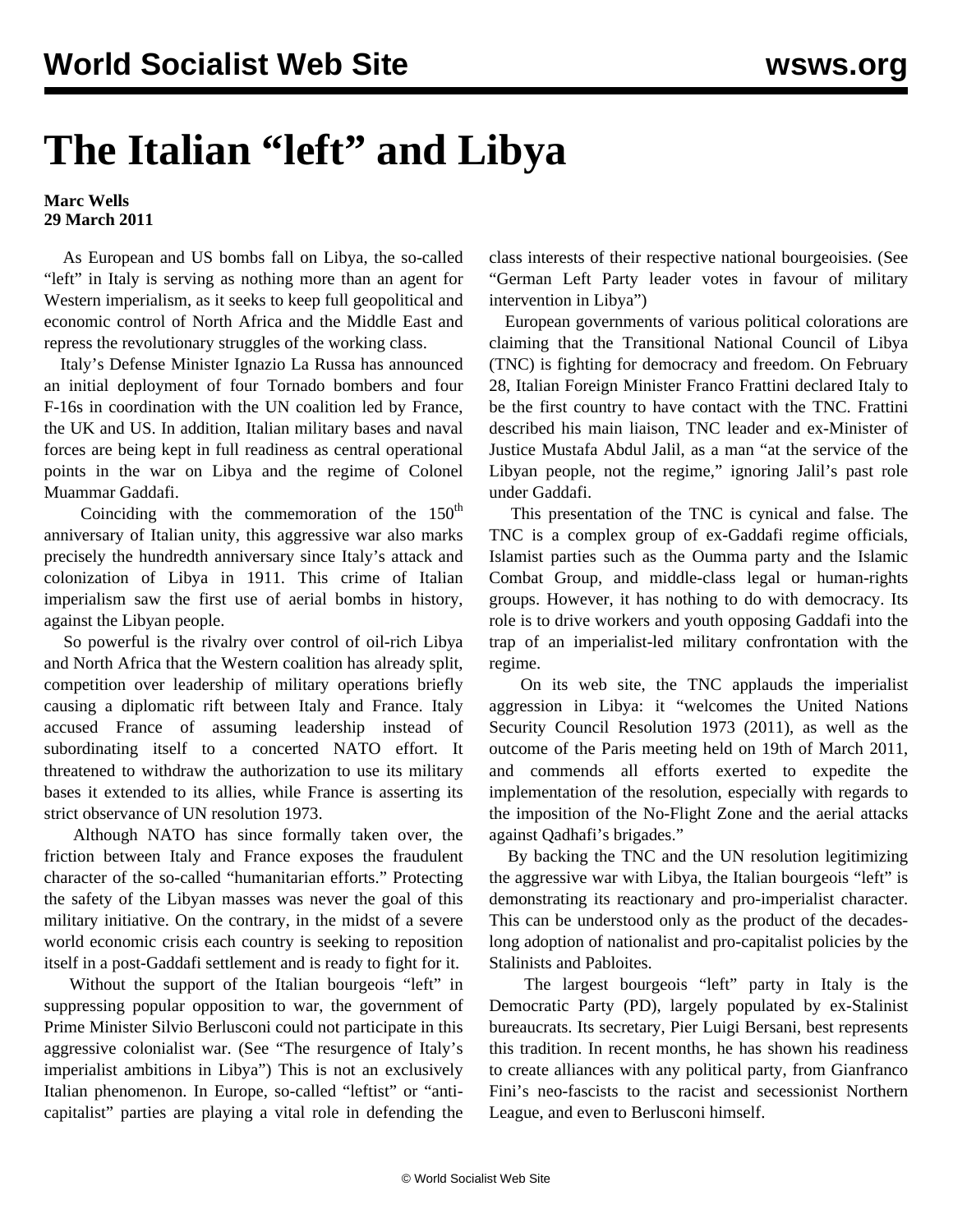# The Italian "left" and Libya

**Marc Wells**
**29 March 2011**

As European and US bombs fall on Libya, the so-called "left" in Italy is serving as nothing more than an agent for Western imperialism, as it seeks to keep full geopolitical and economic control of North Africa and the Middle East and repress the revolutionary struggles of the working class.

Italy's Defense Minister Ignazio La Russa has announced an initial deployment of four Tornado bombers and four F-16s in coordination with the UN coalition led by France, the UK and US. In addition, Italian military bases and naval forces are being kept in full readiness as central operational points in the war on Libya and the regime of Colonel Muammar Gaddafi.

Coinciding with the commemoration of the 150th anniversary of Italian unity, this aggressive war also marks precisely the hundredth anniversary since Italy's attack and colonization of Libya in 1911. This crime of Italian imperialism saw the first use of aerial bombs in history, against the Libyan people.

So powerful is the rivalry over control of oil-rich Libya and North Africa that the Western coalition has already split, competition over leadership of military operations briefly causing a diplomatic rift between Italy and France. Italy accused France of assuming leadership instead of subordinating itself to a concerted NATO effort. It threatened to withdraw the authorization to use its military bases it extended to its allies, while France is asserting its strict observance of UN resolution 1973.

Although NATO has since formally taken over, the friction between Italy and France exposes the fraudulent character of the so-called "humanitarian efforts." Protecting the safety of the Libyan masses was never the goal of this military initiative. On the contrary, in the midst of a severe world economic crisis each country is seeking to reposition itself in a post-Gaddafi settlement and is ready to fight for it.

Without the support of the Italian bourgeois "left" in suppressing popular opposition to war, the government of Prime Minister Silvio Berlusconi could not participate in this aggressive colonialist war. (See "The resurgence of Italy's imperialist ambitions in Libya") This is not an exclusively Italian phenomenon. In Europe, so-called "leftist" or "anti-capitalist" parties are playing a vital role in defending the class interests of their respective national bourgeoisies. (See "German Left Party leader votes in favour of military intervention in Libya")

European governments of various political colorations are claiming that the Transitional National Council of Libya (TNC) is fighting for democracy and freedom. On February 28, Italian Foreign Minister Franco Frattini declared Italy to be the first country to have contact with the TNC. Frattini described his main liaison, TNC leader and ex-Minister of Justice Mustafa Abdul Jalil, as a man "at the service of the Libyan people, not the regime," ignoring Jalil's past role under Gaddafi.

This presentation of the TNC is cynical and false. The TNC is a complex group of ex-Gaddafi regime officials, Islamist parties such as the Oumma party and the Islamic Combat Group, and middle-class legal or human-rights groups. However, it has nothing to do with democracy. Its role is to drive workers and youth opposing Gaddafi into the trap of an imperialist-led military confrontation with the regime.

On its web site, the TNC applauds the imperialist aggression in Libya: it "welcomes the United Nations Security Council Resolution 1973 (2011), as well as the outcome of the Paris meeting held on 19th of March 2011, and commends all efforts exerted to expedite the implementation of the resolution, especially with regards to the imposition of the No-Flight Zone and the aerial attacks against Qadhafi's brigades."

By backing the TNC and the UN resolution legitimizing the aggressive war with Libya, the Italian bourgeois "left" is demonstrating its reactionary and pro-imperialist character. This can be understood only as the product of the decades-long adoption of nationalist and pro-capitalist policies by the Stalinists and Pabloites.

The largest bourgeois "left" party in Italy is the Democratic Party (PD), largely populated by ex-Stalinist bureaucrats. Its secretary, Pier Luigi Bersani, best represents this tradition. In recent months, he has shown his readiness to create alliances with any political party, from Gianfranco Fini's neo-fascists to the racist and secessionist Northern League, and even to Berlusconi himself.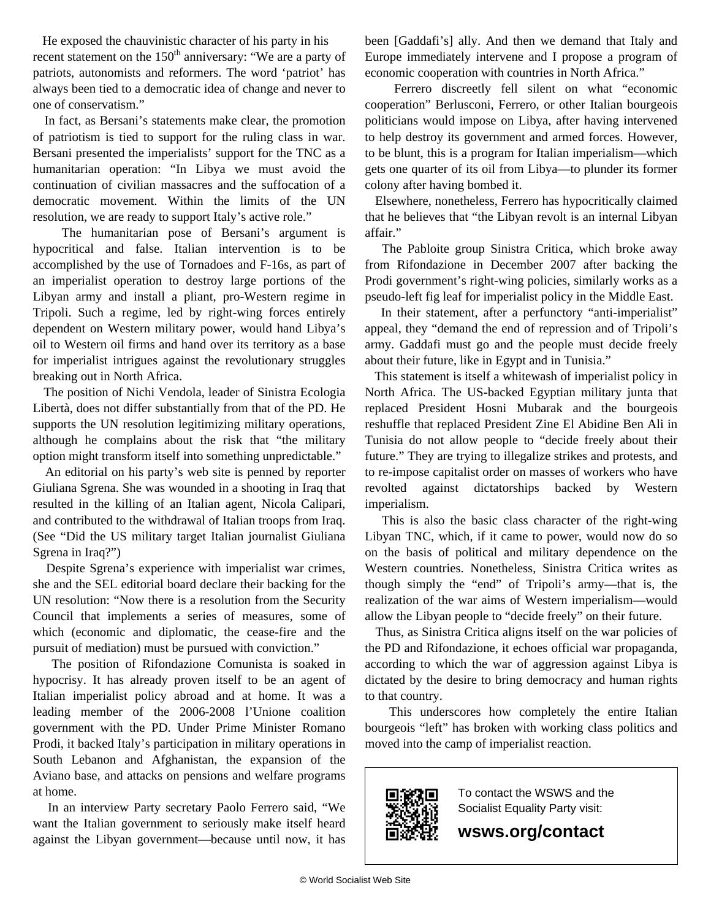He exposed the chauvinistic character of his party in his recent statement on the 150th anniversary: "We are a party of patriots, autonomists and reformers. The word 'patriot' has always been tied to a democratic idea of change and never to one of conservatism."

In fact, as Bersani's statements make clear, the promotion of patriotism is tied to support for the ruling class in war. Bersani presented the imperialists' support for the TNC as a humanitarian operation: "In Libya we must avoid the continuation of civilian massacres and the suffocation of a democratic movement. Within the limits of the UN resolution, we are ready to support Italy's active role."

The humanitarian pose of Bersani's argument is hypocritical and false. Italian intervention is to be accomplished by the use of Tornadoes and F-16s, as part of an imperialist operation to destroy large portions of the Libyan army and install a pliant, pro-Western regime in Tripoli. Such a regime, led by right-wing forces entirely dependent on Western military power, would hand Libya's oil to Western oil firms and hand over its territory as a base for imperialist intrigues against the revolutionary struggles breaking out in North Africa.

The position of Nichi Vendola, leader of Sinistra Ecologia Libertà, does not differ substantially from that of the PD. He supports the UN resolution legitimizing military operations, although he complains about the risk that "the military option might transform itself into something unpredictable."

An editorial on his party's web site is penned by reporter Giuliana Sgrena. She was wounded in a shooting in Iraq that resulted in the killing of an Italian agent, Nicola Calipari, and contributed to the withdrawal of Italian troops from Iraq. (See "Did the US military target Italian journalist Giuliana Sgrena in Iraq?")

Despite Sgrena's experience with imperialist war crimes, she and the SEL editorial board declare their backing for the UN resolution: "Now there is a resolution from the Security Council that implements a series of measures, some of which (economic and diplomatic, the cease-fire and the pursuit of mediation) must be pursued with conviction."

The position of Rifondazione Comunista is soaked in hypocrisy. It has already proven itself to be an agent of Italian imperialist policy abroad and at home. It was a leading member of the 2006-2008 l'Unione coalition government with the PD. Under Prime Minister Romano Prodi, it backed Italy's participation in military operations in South Lebanon and Afghanistan, the expansion of the Aviano base, and attacks on pensions and welfare programs at home.

In an interview Party secretary Paolo Ferrero said, "We want the Italian government to seriously make itself heard against the Libyan government—because until now, it has been [Gaddafi's] ally. And then we demand that Italy and Europe immediately intervene and I propose a program of economic cooperation with countries in North Africa."

Ferrero discreetly fell silent on what "economic cooperation" Berlusconi, Ferrero, or other Italian bourgeois politicians would impose on Libya, after having intervened to help destroy its government and armed forces. However, to be blunt, this is a program for Italian imperialism—which gets one quarter of its oil from Libya—to plunder its former colony after having bombed it.

Elsewhere, nonetheless, Ferrero has hypocritically claimed that he believes that "the Libyan revolt is an internal Libyan affair."

The Pabloite group Sinistra Critica, which broke away from Rifondazione in December 2007 after backing the Prodi government's right-wing policies, similarly works as a pseudo-left fig leaf for imperialist policy in the Middle East.

In their statement, after a perfunctory "anti-imperialist" appeal, they "demand the end of repression and of Tripoli's army. Gaddafi must go and the people must decide freely about their future, like in Egypt and in Tunisia."

This statement is itself a whitewash of imperialist policy in North Africa. The US-backed Egyptian military junta that replaced President Hosni Mubarak and the bourgeois reshuffle that replaced President Zine El Abidine Ben Ali in Tunisia do not allow people to "decide freely about their future." They are trying to illegalize strikes and protests, and to re-impose capitalist order on masses of workers who have revolted against dictatorships backed by Western imperialism.

This is also the basic class character of the right-wing Libyan TNC, which, if it came to power, would now do so on the basis of political and military dependence on the Western countries. Nonetheless, Sinistra Critica writes as though simply the "end" of Tripoli's army—that is, the realization of the war aims of Western imperialism—would allow the Libyan people to "decide freely" on their future.

Thus, as Sinistra Critica aligns itself on the war policies of the PD and Rifondazione, it echoes official war propaganda, according to which the war of aggression against Libya is dictated by the desire to bring democracy and human rights to that country.

This underscores how completely the entire Italian bourgeois "left" has broken with working class politics and moved into the camp of imperialist reaction.

To contact the WSWS and the Socialist Equality Party visit:

**wsws.org/contact**